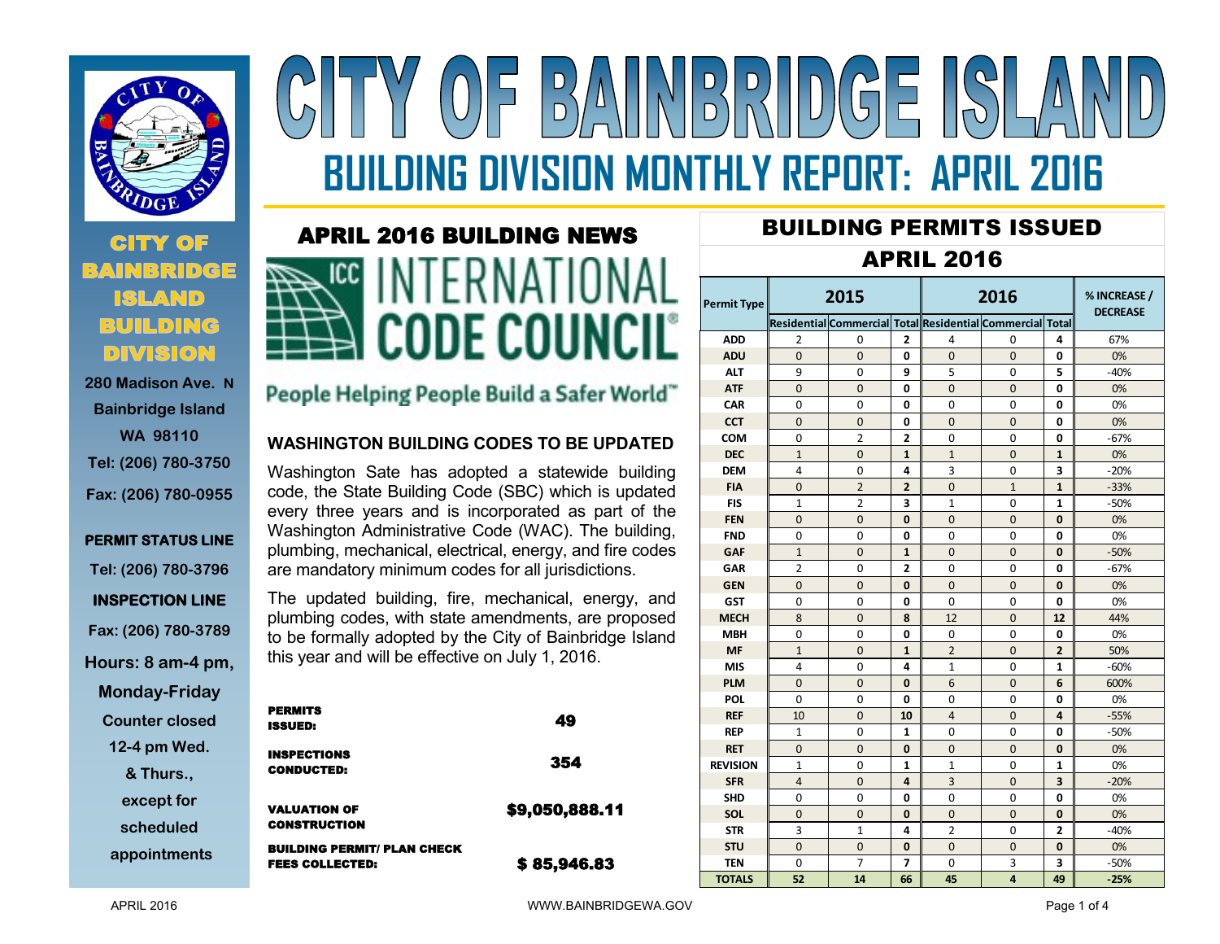# CITY OF BAINBRIDGE ISLAND

## BUILDING DIVISION MONTHLY REPORT: APRIL 2016

**CITY OF BAINBRIDGE ISLAND BUILDING DIVISION**

280 Madison Ave. N
Bainbridge Island
WA 98110
Tel: (206) 780-3750
Fax: (206) 780-0955

**PERMIT STATUS LINE**
Tel: (206) 780-3796

**INSPECTION LINE**
Fax: (206) 780-3789

Hours: 8 am-4 pm, Monday-Friday
Counter closed 12-4 pm Wed. & Thurs., except for scheduled appointments

## APRIL 2016 BUILDING NEWS

ICC INTERNATIONAL CODE COUNCIL

People Helping People Build a Safer World™

### WASHINGTON BUILDING CODES TO BE UPDATED

Washington Sate has adopted a statewide building code, the State Building Code (SBC) which is updated every three years and is incorporated as part of the Washington Administrative Code (WAC). The building, plumbing, mechanical, electrical, energy, and fire codes are mandatory minimum codes for all jurisdictions.

The updated building, fire, mechanical, energy, and plumbing codes, with state amendments, are proposed to be formally adopted by the City of Bainbridge Island this year and will be effective on July 1, 2016.

| | |
|---|---|
| **PERMITS ISSUED:** | **49** |
| **INSPECTIONS CONDUCTED:** | **354** |
| **VALUATION OF CONSTRUCTION** | **$9,050,888.11** |
| **BUILDING PERMIT/ PLAN CHECK FEES COLLECTED:** | **$ 85,946.83** |

## BUILDING PERMITS ISSUED

## APRIL 2016

| Permit Type | 2015 | | | 2016 | | | % INCREASE / DECREASE |
|---|---|---|---|---|---|---|---|
| | Residential | Commercial | Total | Residential | Commercial | Total | |
| ADD | 2 | 0 | 2 | 4 | 0 | 4 | 67% |
| ADU | 0 | 0 | 0 | 0 | 0 | 0 | 0% |
| ALT | 9 | 0 | 9 | 5 | 0 | 5 | -40% |
| ATF | 0 | 0 | 0 | 0 | 0 | 0 | 0% |
| CAR | 0 | 0 | 0 | 0 | 0 | 0 | 0% |
| CCT | 0 | 0 | 0 | 0 | 0 | 0 | 0% |
| COM | 0 | 2 | 2 | 0 | 0 | 0 | -67% |
| DEC | 1 | 0 | 1 | 1 | 0 | 1 | 0% |
| DEM | 4 | 0 | 4 | 3 | 0 | 3 | -20% |
| FIA | 0 | 2 | 2 | 0 | 1 | 1 | -33% |
| FIS | 1 | 2 | 3 | 1 | 0 | 1 | -50% |
| FEN | 0 | 0 | 0 | 0 | 0 | 0 | 0% |
| FND | 0 | 0 | 0 | 0 | 0 | 0 | 0% |
| GAF | 1 | 0 | 1 | 0 | 0 | 0 | -50% |
| GAR | 2 | 0 | 2 | 0 | 0 | 0 | -67% |
| GEN | 0 | 0 | 0 | 0 | 0 | 0 | 0% |
| GST | 0 | 0 | 0 | 0 | 0 | 0 | 0% |
| MECH | 8 | 0 | 8 | 12 | 0 | 12 | 44% |
| MBH | 0 | 0 | 0 | 0 | 0 | 0 | 0% |
| MF | 1 | 0 | 1 | 2 | 0 | 2 | 50% |
| MIS | 4 | 0 | 4 | 1 | 0 | 1 | -60% |
| PLM | 0 | 0 | 0 | 6 | 0 | 6 | 600% |
| POL | 0 | 0 | 0 | 0 | 0 | 0 | 0% |
| REF | 10 | 0 | 10 | 4 | 0 | 4 | -55% |
| REP | 1 | 0 | 1 | 0 | 0 | 0 | -50% |
| RET | 0 | 0 | 0 | 0 | 0 | 0 | 0% |
| REVISION | 1 | 0 | 1 | 1 | 0 | 1 | 0% |
| SFR | 4 | 0 | 4 | 3 | 0 | 3 | -20% |
| SHD | 0 | 0 | 0 | 0 | 0 | 0 | 0% |
| SOL | 0 | 0 | 0 | 0 | 0 | 0 | 0% |
| STR | 3 | 1 | 4 | 2 | 0 | 2 | -40% |
| STU | 0 | 0 | 0 | 0 | 0 | 0 | 0% |
| TEN | 0 | 7 | 7 | 0 | 3 | 3 | -50% |
| **TOTALS** | **52** | **14** | **66** | **45** | **4** | **49** | **-25%** |

WWW.BAINBRIDGEWA.GOV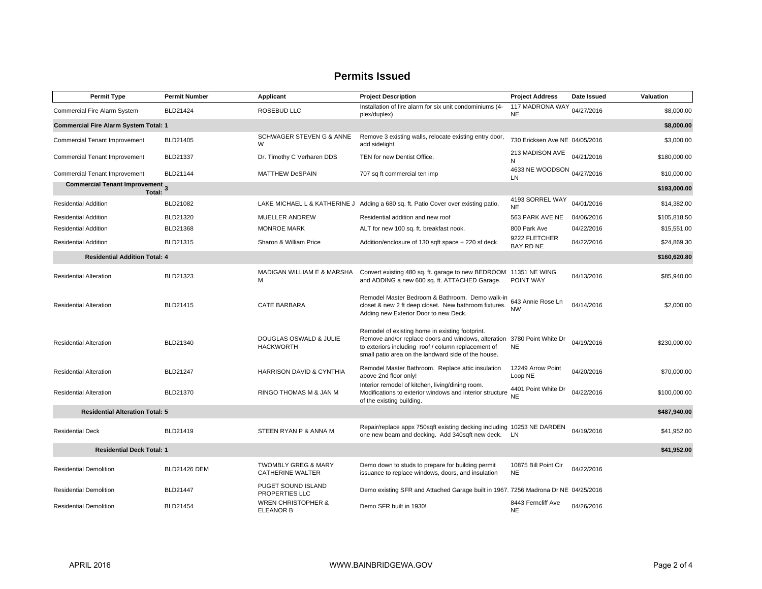## Permits Issued

| Permit Type | Permit Number | Applicant | Project Description | Project Address | Date Issued | Valuation |
|---|---|---|---|---|---|---|
| Commercial Fire Alarm System | BLD21424 | ROSEBUD LLC | Installation of fire alarm for six unit condominiums (4-plex/duplex) | 117 MADRONA WAY NE | 04/27/2016 | $8,000.00 |
| **Commercial Fire Alarm System Total: 1** | | | | | | **$8,000.00** |
| Commercial Tenant Improvement | BLD21405 | SCHWAGER STEVEN G & ANNE W | Remove 3 existing walls, relocate existing entry door, add sidelight | 730 Ericksen Ave NE | 04/05/2016 | $3,000.00 |
| Commercial Tenant Improvement | BLD21337 | Dr. Timothy C Verharen DDS | TEN for new Dentist Office. | 213 MADISON AVE N | 04/21/2016 | $180,000.00 |
| Commercial Tenant Improvement | BLD21144 | MATTHEW DeSPAIN | 707 sq ft commercial ten imp | 4633 NE WOODSON LN | 04/27/2016 | $10,000.00 |
| **Commercial Tenant Improvement Total: 3** | | | | | | **$193,000.00** |
| Residential Addition | BLD21082 | LAKE MICHAEL L & KATHERINE J | Adding a 680 sq. ft. Patio Cover over existing patio. | 4193 SORREL WAY NE | 04/01/2016 | $14,382.00 |
| Residential Addition | BLD21320 | MUELLER ANDREW | Residential addition and new roof | 563 PARK AVE NE | 04/06/2016 | $105,818.50 |
| Residential Addition | BLD21368 | MONROE MARK | ALT for new 100 sq. ft. breakfast nook. | 800 Park Ave | 04/22/2016 | $15,551.00 |
| Residential Addition | BLD21315 | Sharon & William Price | Addition/enclosure of 130 sqft space + 220 sf deck | 9222 FLETCHER BAY RD NE | 04/22/2016 | $24,869.30 |
| **Residential Addition Total: 4** | | | | | | **$160,620.80** |
| Residential Alteration | BLD21323 | MADIGAN WILLIAM E & MARSHA M | Convert existing 480 sq. ft. garage to new BEDROOM and ADDING a new 600 sq. ft. ATTACHED Garage. | 11351 NE WING POINT WAY | 04/13/2016 | $85,940.00 |
| Residential Alteration | BLD21415 | CATE BARBARA | Remodel Master Bedroom & Bathroom. Demo walk-in closet & new 2 ft deep closet. New bathroom fixtures. Adding new Exterior Door to new Deck. | 643 Annie Rose Ln NW | 04/14/2016 | $2,000.00 |
| Residential Alteration | BLD21340 | DOUGLAS OSWALD & JULIE HACKWORTH | Remodel of existing home in existing footprint. Remove and/or replace doors and windows, alteration to exteriors including roof / column replacement of small patio area on the landward side of the house. | 3780 Point White Dr NE | 04/19/2016 | $230,000.00 |
| Residential Alteration | BLD21247 | HARRISON DAVID & CYNTHIA | Remodel Master Bathroom. Replace attic insulation above 2nd floor only! | 12249 Arrow Point Loop NE | 04/20/2016 | $70,000.00 |
| Residential Alteration | BLD21370 | RINGO THOMAS M & JAN M | Interior remodel of kitchen, living/dining room. Modifications to exterior windows and interior structure of the existing building. | 4401 Point White Dr NE | 04/22/2016 | $100,000.00 |
| **Residential Alteration Total: 5** | | | | | | **$487,940.00** |
| Residential Deck | BLD21419 | STEEN RYAN P & ANNA M | Repair/replace appx 750sqft existing decking including one new beam and decking. Add 340sqft new deck. | 10253 NE DARDEN LN | 04/19/2016 | $41,952.00 |
| **Residential Deck Total: 1** | | | | | | **$41,952.00** |
| Residential Demolition | BLD21426 DEM | TWOMBLY GREG & MARY CATHERINE WALTER | Demo down to studs to prepare for building permit issuance to replace windows, doors, and insulation | 10875 Bill Point Cir NE | 04/22/2016 | |
| Residential Demolition | BLD21447 | PUGET SOUND ISLAND PROPERTIES LLC | Demo existing SFR and Attached Garage built in 1967. | 7256 Madrona Dr NE | 04/25/2016 | |
| Residential Demolition | BLD21454 | WREN CHRISTOPHER & ELEANOR B | Demo SFR built in 1930! | 8443 Ferncliff Ave NE | 04/26/2016 | |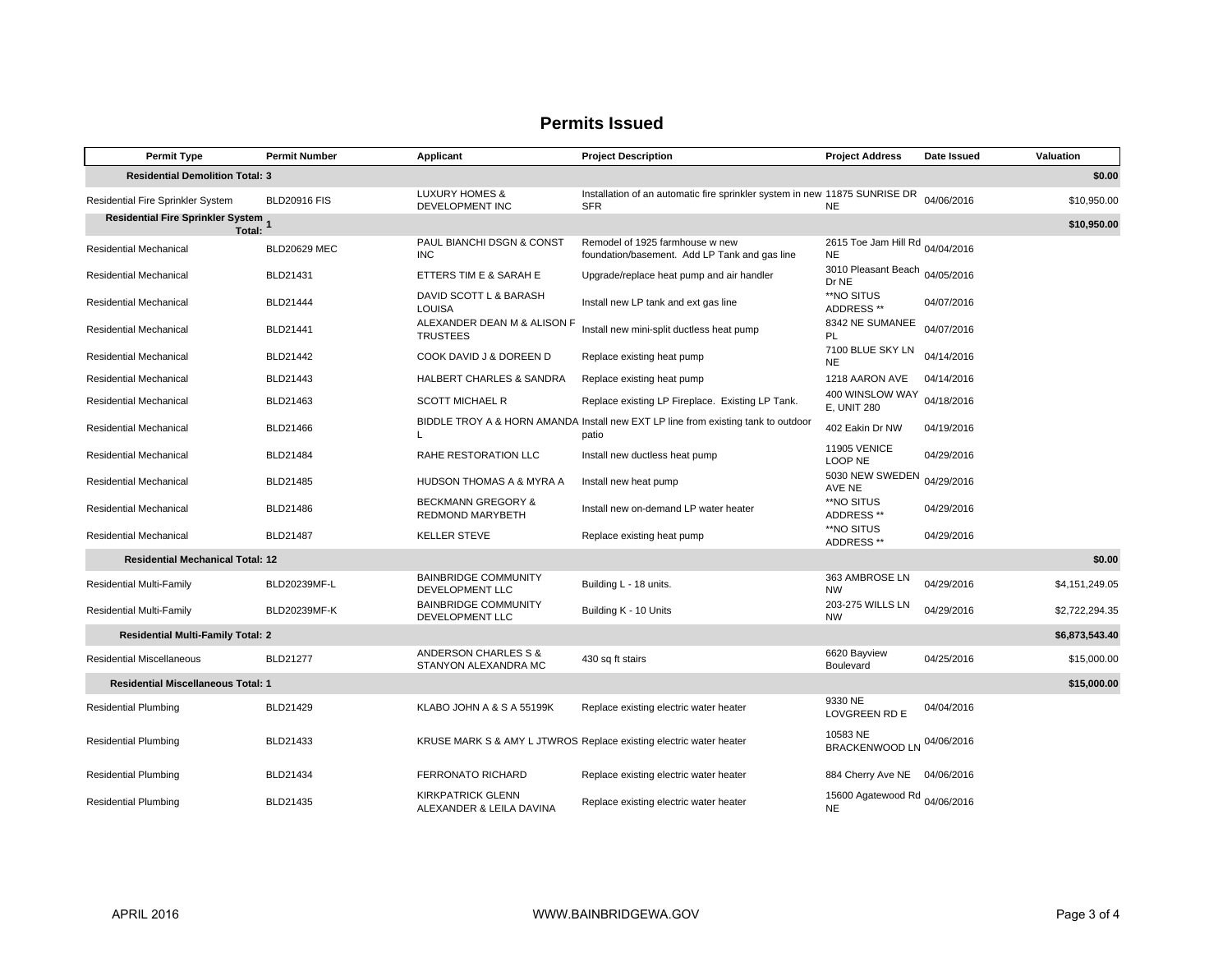## Permits Issued

| Permit Type | Permit Number | Applicant | Project Description | Project Address | Date Issued | Valuation |
|---|---|---|---|---|---|---|
| **Residential Demolition Total: 3** | | | | | | **$0.00** |
| Residential Fire Sprinkler System | BLD20916 FIS | LUXURY HOMES & DEVELOPMENT INC | Installation of an automatic fire sprinkler system in new SFR | 11875 SUNRISE DR NE | 04/06/2016 | $10,950.00 |
| **Residential Fire Sprinkler System Total: 1** | | | | | | **$10,950.00** |
| Residential Mechanical | BLD20629 MEC | PAUL BIANCHI DSGN & CONST INC | Remodel of 1925 farmhouse w new foundation/basement. Add LP Tank and gas line | 2615 Toe Jam Hill Rd NE | 04/04/2016 | |
| Residential Mechanical | BLD21431 | ETTERS TIM E & SARAH E | Upgrade/replace heat pump and air handler | 3010 Pleasant Beach Dr NE | 04/05/2016 | |
| Residential Mechanical | BLD21444 | DAVID SCOTT L & BARASH LOUISA | Install new LP tank and ext gas line | **NO SITUS ADDRESS ** | 04/07/2016 | |
| Residential Mechanical | BLD21441 | ALEXANDER DEAN M & ALISON F TRUSTEES | Install new mini-split ductless heat pump | 8342 NE SUMANEE PL | 04/07/2016 | |
| Residential Mechanical | BLD21442 | COOK DAVID J & DOREEN D | Replace existing heat pump | 7100 BLUE SKY LN NE | 04/14/2016 | |
| Residential Mechanical | BLD21443 | HALBERT CHARLES & SANDRA | Replace existing heat pump | 1218 AARON AVE | 04/14/2016 | |
| Residential Mechanical | BLD21463 | SCOTT MICHAEL R | Replace existing LP Fireplace. Existing LP Tank. | 400 WINSLOW WAY E, UNIT 280 | 04/18/2016 | |
| Residential Mechanical | BLD21466 | BIDDLE TROY A & HORN AMANDA L | Install new EXT LP line from existing tank to outdoor patio | 402 Eakin Dr NW | 04/19/2016 | |
| Residential Mechanical | BLD21484 | RAHE RESTORATION LLC | Install new ductless heat pump | 11905 VENICE LOOP NE | 04/29/2016 | |
| Residential Mechanical | BLD21485 | HUDSON THOMAS A & MYRA A | Install new heat pump | 5030 NEW SWEDEN AVE NE | 04/29/2016 | |
| Residential Mechanical | BLD21486 | BECKMANN GREGORY & REDMOND MARYBETH | Install new on-demand LP water heater | **NO SITUS ADDRESS ** | 04/29/2016 | |
| Residential Mechanical | BLD21487 | KELLER STEVE | Replace existing heat pump | **NO SITUS ADDRESS ** | 04/29/2016 | |
| **Residential Mechanical Total: 12** | | | | | | **$0.00** |
| Residential Multi-Family | BLD20239MF-L | BAINBRIDGE COMMUNITY DEVELOPMENT LLC | Building L - 18 units. | 363 AMBROSE LN NW | 04/29/2016 | $4,151,249.05 |
| Residential Multi-Family | BLD20239MF-K | BAINBRIDGE COMMUNITY DEVELOPMENT LLC | Building K - 10 Units | 203-275 WILLS LN NW | 04/29/2016 | $2,722,294.35 |
| **Residential Multi-Family Total: 2** | | | | | | **$6,873,543.40** |
| Residential Miscellaneous | BLD21277 | ANDERSON CHARLES S & STANYON ALEXANDRA MC | 430 sq ft stairs | 6620 Bayview Boulevard | 04/25/2016 | $15,000.00 |
| **Residential Miscellaneous Total: 1** | | | | | | **$15,000.00** |
| Residential Plumbing | BLD21429 | KLABO JOHN A & S A 55199K | Replace existing electric water heater | 9330 NE LOVGREEN RD E | 04/04/2016 | |
| Residential Plumbing | BLD21433 | KRUSE MARK S & AMY L JTWROS | Replace existing electric water heater | 10583 NE BRACKENWOOD LN | 04/06/2016 | |
| Residential Plumbing | BLD21434 | FERRONATO RICHARD | Replace existing electric water heater | 884 Cherry Ave NE | 04/06/2016 | |
| Residential Plumbing | BLD21435 | KIRKPATRICK GLENN ALEXANDER & LEILA DAVINA | Replace existing electric water heater | 15600 Agatewood Rd NE | 04/06/2016 | |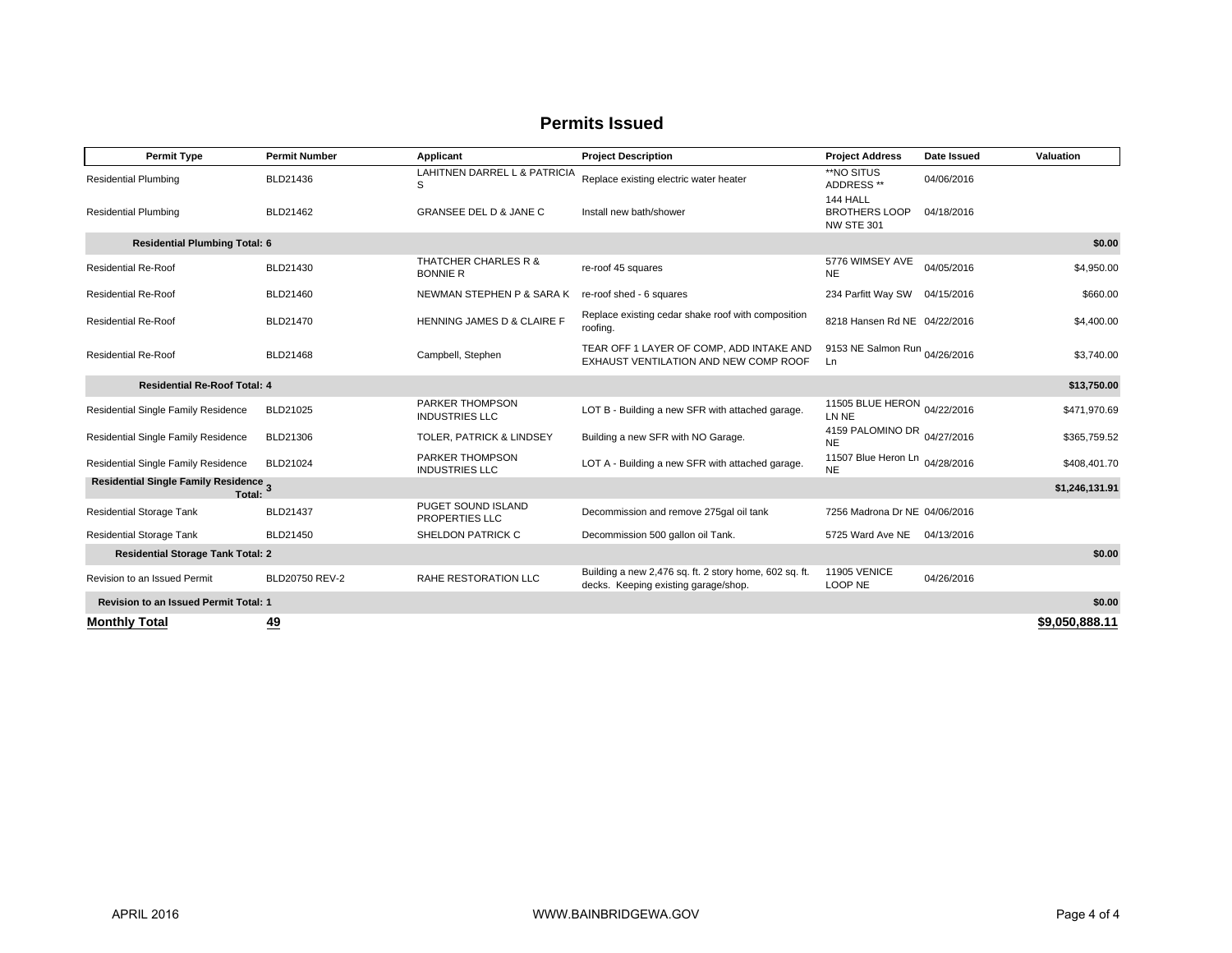## Permits Issued

| Permit Type | Permit Number | Applicant | Project Description | Project Address | Date Issued | Valuation |
|---|---|---|---|---|---|---|
| Residential Plumbing | BLD21436 | LAHITNEN DARREL L & PATRICIA S | Replace existing electric water heater | **NO SITUS ADDRESS ** | 04/06/2016 | |
| Residential Plumbing | BLD21462 | GRANSEE DEL D & JANE C | Install new bath/shower | 144 HALL BROTHERS LOOP NW STE 301 | 04/18/2016 | |
| **Residential Plumbing Total: 6** | | | | | | **$0.00** |
| Residential Re-Roof | BLD21430 | THATCHER CHARLES R & BONNIE R | re-roof 45 squares | 5776 WIMSEY AVE NE | 04/05/2016 | $4,950.00 |
| Residential Re-Roof | BLD21460 | NEWMAN STEPHEN P & SARA K | re-roof shed - 6 squares | 234 Parfitt Way SW | 04/15/2016 | $660.00 |
| Residential Re-Roof | BLD21470 | HENNING JAMES D & CLAIRE F | Replace existing cedar shake roof with composition roofing. | 8218 Hansen Rd NE | 04/22/2016 | $4,400.00 |
| Residential Re-Roof | BLD21468 | Campbell, Stephen | TEAR OFF 1 LAYER OF COMP, ADD INTAKE AND EXHAUST VENTILATION AND NEW COMP ROOF | 9153 NE Salmon Run Ln | 04/26/2016 | $3,740.00 |
| **Residential Re-Roof Total: 4** | | | | | | **$13,750.00** |
| Residential Single Family Residence | BLD21025 | PARKER THOMPSON INDUSTRIES LLC | LOT B - Building a new SFR with attached garage. | 11505 BLUE HERON LN NE | 04/22/2016 | $471,970.69 |
| Residential Single Family Residence | BLD21306 | TOLER, PATRICK & LINDSEY | Building a new SFR with NO Garage. | 4159 PALOMINO DR NE | 04/27/2016 | $365,759.52 |
| Residential Single Family Residence | BLD21024 | PARKER THOMPSON INDUSTRIES LLC | LOT A - Building a new SFR with attached garage. | 11507 Blue Heron Ln NE | 04/28/2016 | $408,401.70 |
| **Residential Single Family Residence Total: 3** | | | | | | **$1,246,131.91** |
| Residential Storage Tank | BLD21437 | PUGET SOUND ISLAND PROPERTIES LLC | Decommission and remove 275gal oil tank | 7256 Madrona Dr NE | 04/06/2016 | |
| Residential Storage Tank | BLD21450 | SHELDON PATRICK C | Decommission 500 gallon oil Tank. | 5725 Ward Ave NE | 04/13/2016 | |
| **Residential Storage Tank Total: 2** | | | | | | **$0.00** |
| Revision to an Issued Permit | BLD20750 REV-2 | RAHE RESTORATION LLC | Building a new 2,476 sq. ft. 2 story home, 602 sq. ft. decks. Keeping existing garage/shop. | 11905 VENICE LOOP NE | 04/26/2016 | |
| **Revision to an Issued Permit Total: 1** | | | | | | **$0.00** |
| **Monthly Total** | **49** | | | | | **$9,050,888.11** |

APRIL 2016

WWW.BAINBRIDGEWA.GOV